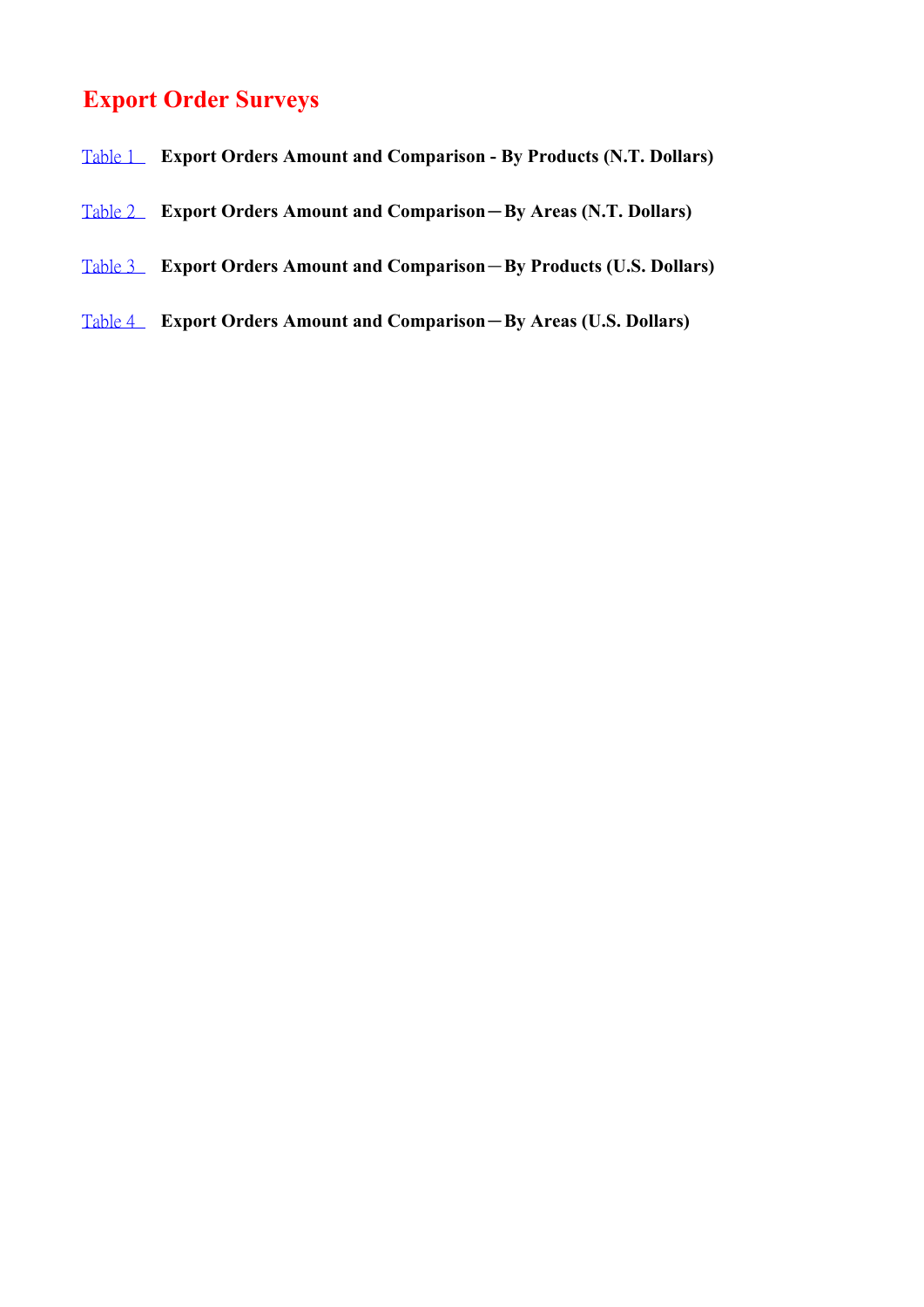# Export Order Surveys

Table 1 **Export Orders Amount and Comparison - By Products (N.T. Dollars)**

Table 2 **Export Orders Amount and Comparison－By Areas (N.T. Dollars)**

Table 3 **Export Orders Amount and Comparison－By Products (U.S. Dollars)**

Table 4 **Export Orders Amount and Comparison－By Areas (U.S. Dollars)**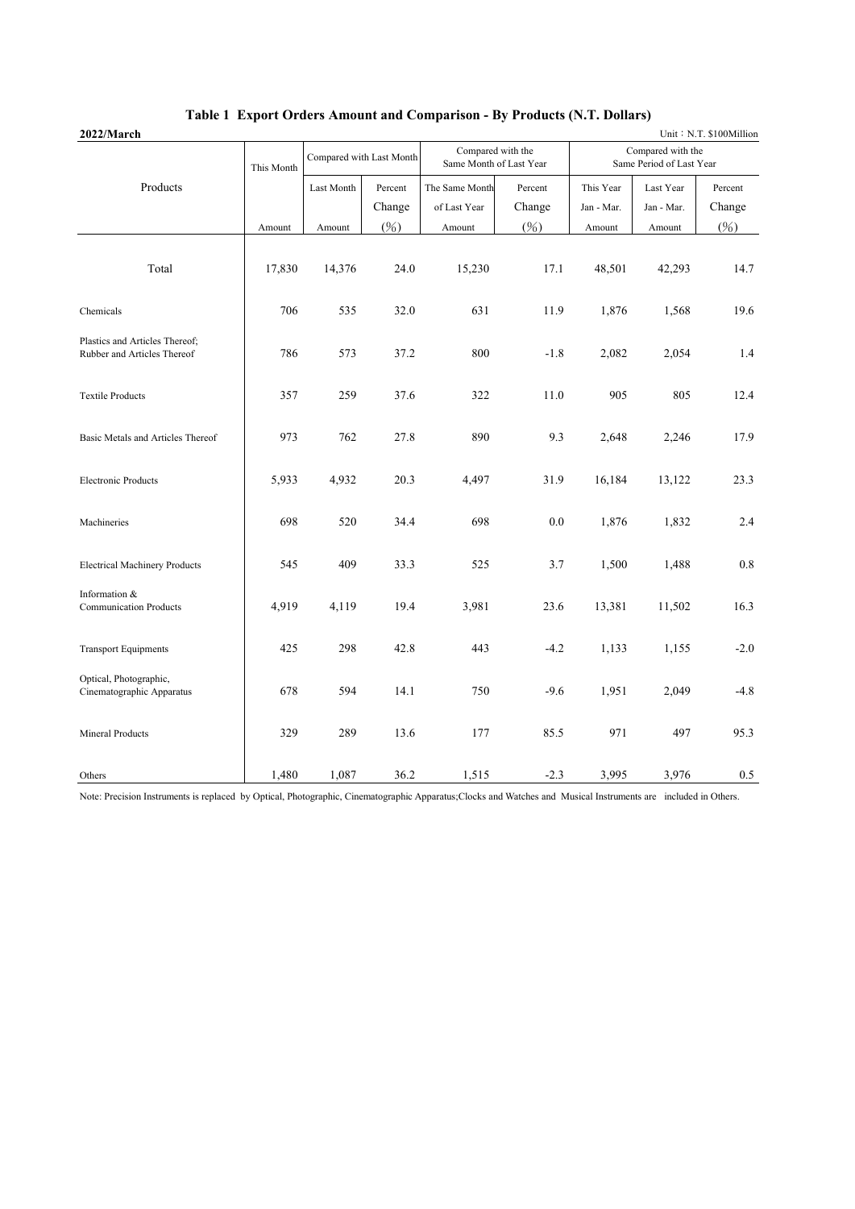# Table 1 Export Orders Amount and Comparison - By Products (N.T. Dollars)

**2022/March** Unit：N.T. $100Million

| Products | This Month | Compared with Last Month | | Compared with the Same Month of Last Year | | Compared with the Same Period of Last Year | | |
|---|---|---|---|---|---|---|---|---|
| | | Last Month | Percent Change | The Same Month of Last Year | Percent Change | This Year Jan - Mar. | Last Year Jan - Mar. | Percent Change |
| | Amount | Amount | (%) | Amount | (%) | Amount | Amount | (%) |
| Total | 17,830 | 14,376 | 24.0 | 15,230 | 17.1 | 48,501 | 42,293 | 14.7 |
| Chemicals | 706 | 535 | 32.0 | 631 | 11.9 | 1,876 | 1,568 | 19.6 |
| Plastics and Articles Thereof; Rubber and Articles Thereof | 786 | 573 | 37.2 | 800 | -1.8 | 2,082 | 2,054 | 1.4 |
| Textile Products | 357 | 259 | 37.6 | 322 | 11.0 | 905 | 805 | 12.4 |
| Basic Metals and Articles Thereof | 973 | 762 | 27.8 | 890 | 9.3 | 2,648 | 2,246 | 17.9 |
| Electronic Products | 5,933 | 4,932 | 20.3 | 4,497 | 31.9 | 16,184 | 13,122 | 23.3 |
| Machineries | 698 | 520 | 34.4 | 698 | 0.0 | 1,876 | 1,832 | 2.4 |
| Electrical Machinery Products | 545 | 409 | 33.3 | 525 | 3.7 | 1,500 | 1,488 | 0.8 |
| Information & Communication Products | 4,919 | 4,119 | 19.4 | 3,981 | 23.6 | 13,381 | 11,502 | 16.3 |
| Transport Equipments | 425 | 298 | 42.8 | 443 | -4.2 | 1,133 | 1,155 | -2.0 |
| Optical, Photographic, Cinematographic Apparatus | 678 | 594 | 14.1 | 750 | -9.6 | 1,951 | 2,049 | -4.8 |
| Mineral Products | 329 | 289 | 13.6 | 177 | 85.5 | 971 | 497 | 95.3 |
| Others | 1,480 | 1,087 | 36.2 | 1,515 | -2.3 | 3,995 | 3,976 | 0.5 |

Note: Precision Instruments is replaced by Optical, Photographic, Cinematographic Apparatus;Clocks and Watches and Musical Instruments are included in Others.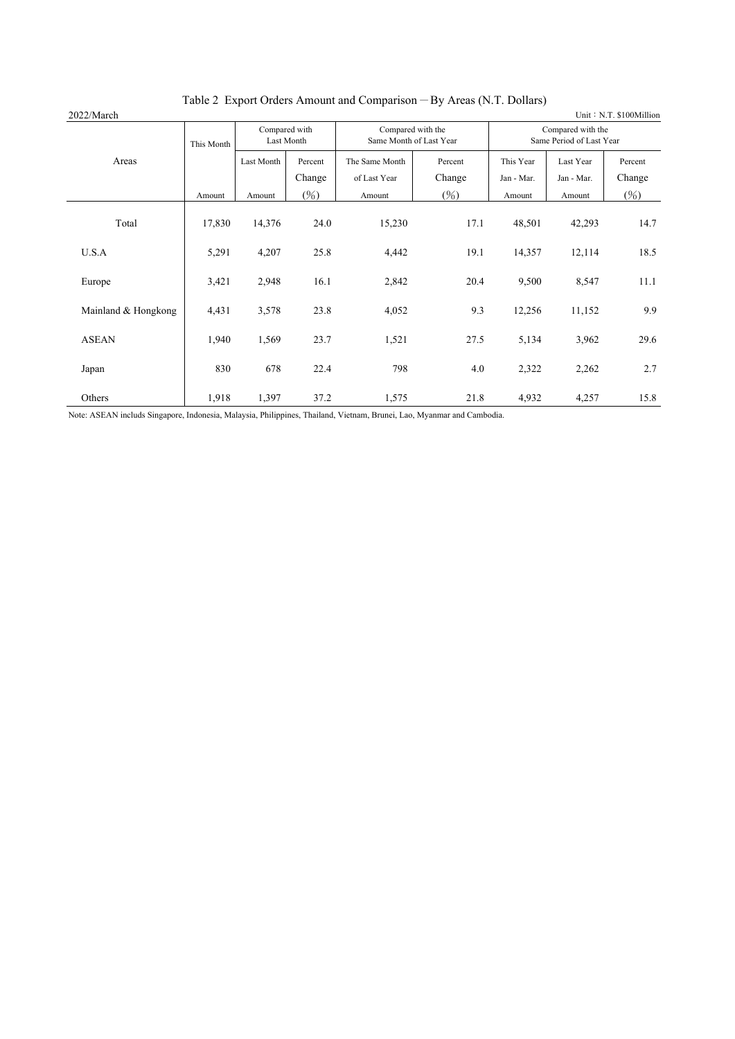Table 2 Export Orders Amount and Comparison－By Areas (N.T. Dollars)

2022/March

Unit：N.T. $100Million

| Areas | This Month | Compared with Last Month | | Compared with the Same Month of Last Year | | Compared with the Same Period of Last Year | | |
|---|---|---|---|---|---|---|---|---|
| | | Last Month | Percent Change | The Same Month of Last Year | Percent Change | This Year Jan - Mar. | Last Year Jan - Mar. | Percent Change |
| | Amount | Amount | (%) | Amount | (%) | Amount | Amount | (%) |
| Total | 17,830 | 14,376 | 24.0 | 15,230 | 17.1 | 48,501 | 42,293 | 14.7 |
| U.S.A | 5,291 | 4,207 | 25.8 | 4,442 | 19.1 | 14,357 | 12,114 | 18.5 |
| Europe | 3,421 | 2,948 | 16.1 | 2,842 | 20.4 | 9,500 | 8,547 | 11.1 |
| Mainland & Hongkong | 4,431 | 3,578 | 23.8 | 4,052 | 9.3 | 12,256 | 11,152 | 9.9 |
| ASEAN | 1,940 | 1,569 | 23.7 | 1,521 | 27.5 | 5,134 | 3,962 | 29.6 |
| Japan | 830 | 678 | 22.4 | 798 | 4.0 | 2,322 | 2,262 | 2.7 |
| Others | 1,918 | 1,397 | 37.2 | 1,575 | 21.8 | 4,932 | 4,257 | 15.8 |

Note: ASEAN includs Singapore, Indonesia, Malaysia, Philippines, Thailand, Vietnam, Brunei, Lao, Myanmar and Cambodia.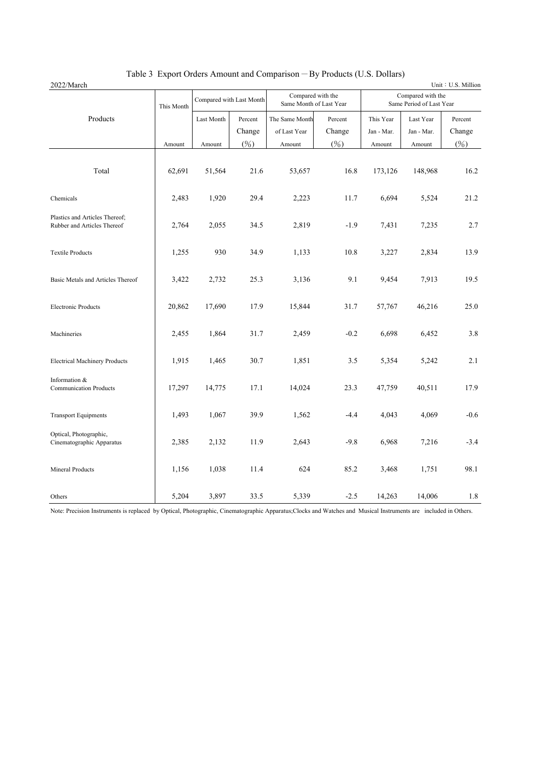# Table 3 Export Orders Amount and Comparison－By Products (U.S. Dollars)

2022/March

Unit：U.S. Million

| Products | This Month | Compared with Last Month | | Compared with the Same Month of Last Year | | Compared with the Same Period of Last Year | | |
|---|---|---|---|---|---|---|---|---|
| | | Last Month | Percent Change | The Same Month of Last Year | Percent Change | This Year Jan - Mar. | Last Year Jan - Mar. | Percent Change |
| | Amount | Amount | (%) | Amount | (%) | Amount | Amount | (%) |
| Total | 62,691 | 51,564 | 21.6 | 53,657 | 16.8 | 173,126 | 148,968 | 16.2 |
| Chemicals | 2,483 | 1,920 | 29.4 | 2,223 | 11.7 | 6,694 | 5,524 | 21.2 |
| Plastics and Articles Thereof; Rubber and Articles Thereof | 2,764 | 2,055 | 34.5 | 2,819 | -1.9 | 7,431 | 7,235 | 2.7 |
| Textile Products | 1,255 | 930 | 34.9 | 1,133 | 10.8 | 3,227 | 2,834 | 13.9 |
| Basic Metals and Articles Thereof | 3,422 | 2,732 | 25.3 | 3,136 | 9.1 | 9,454 | 7,913 | 19.5 |
| Electronic Products | 20,862 | 17,690 | 17.9 | 15,844 | 31.7 | 57,767 | 46,216 | 25.0 |
| Machineries | 2,455 | 1,864 | 31.7 | 2,459 | -0.2 | 6,698 | 6,452 | 3.8 |
| Electrical Machinery Products | 1,915 | 1,465 | 30.7 | 1,851 | 3.5 | 5,354 | 5,242 | 2.1 |
| Information & Communication Products | 17,297 | 14,775 | 17.1 | 14,024 | 23.3 | 47,759 | 40,511 | 17.9 |
| Transport Equipments | 1,493 | 1,067 | 39.9 | 1,562 | -4.4 | 4,043 | 4,069 | -0.6 |
| Optical, Photographic, Cinematographic Apparatus | 2,385 | 2,132 | 11.9 | 2,643 | -9.8 | 6,968 | 7,216 | -3.4 |
| Mineral Products | 1,156 | 1,038 | 11.4 | 624 | 85.2 | 3,468 | 1,751 | 98.1 |
| Others | 5,204 | 3,897 | 33.5 | 5,339 | -2.5 | 14,263 | 14,006 | 1.8 |

Note: Precision Instruments is replaced by Optical, Photographic, Cinematographic Apparatus;Clocks and Watches and Musical Instruments are included in Others.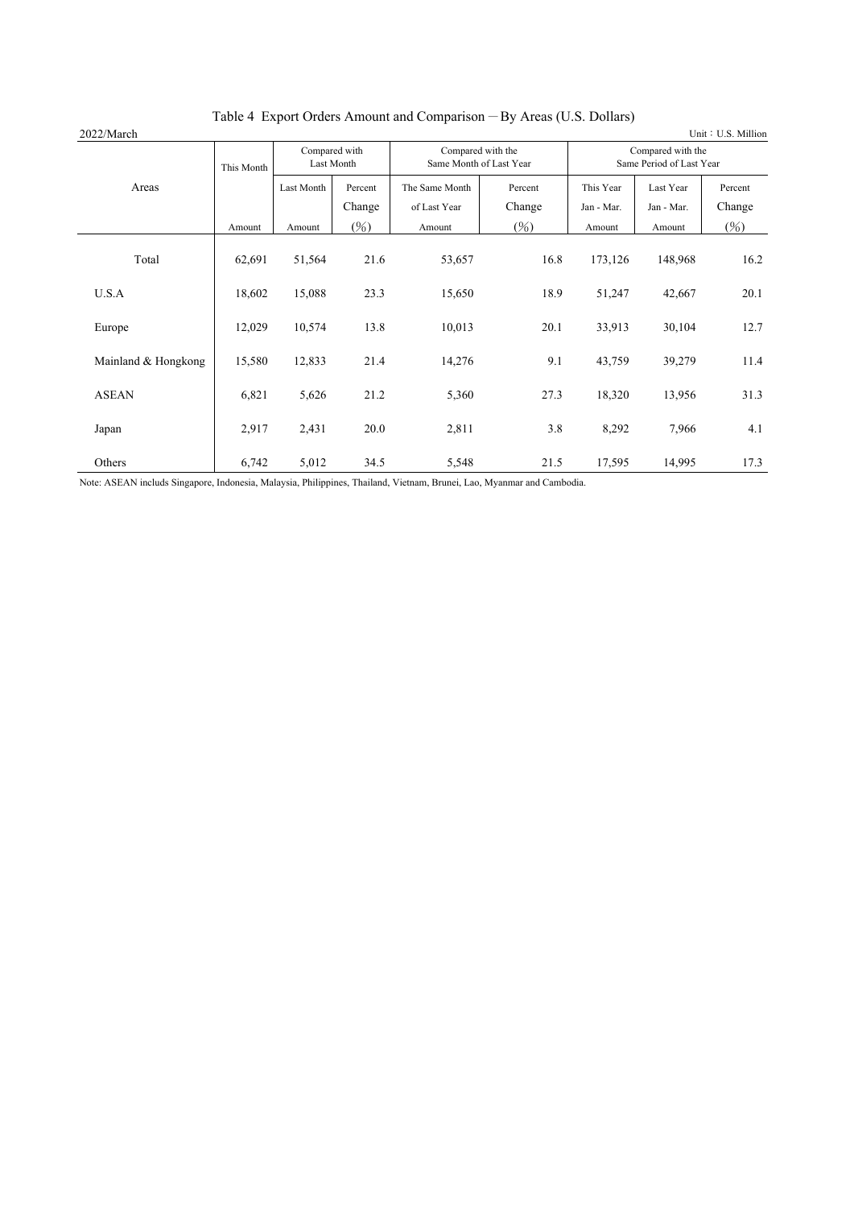# Table 4 Export Orders Amount and Comparison－By Areas (U.S. Dollars)

2022/March

Unit：U.S. Million

| Areas | This Month | Compared with Last Month | | Compared with the Same Month of Last Year | | Compared with the Same Period of Last Year | | |
|---|---|---|---|---|---|---|---|---|
| | | Last Month | Percent Change | The Same Month of Last Year | Percent Change | This Year Jan - Mar. | Last Year Jan - Mar. | Percent Change |
| | Amount | Amount | (%) | Amount | (%) | Amount | Amount | (%) |
| Total | 62,691 | 51,564 | 21.6 | 53,657 | 16.8 | 173,126 | 148,968 | 16.2 |
| U.S.A | 18,602 | 15,088 | 23.3 | 15,650 | 18.9 | 51,247 | 42,667 | 20.1 |
| Europe | 12,029 | 10,574 | 13.8 | 10,013 | 20.1 | 33,913 | 30,104 | 12.7 |
| Mainland & Hongkong | 15,580 | 12,833 | 21.4 | 14,276 | 9.1 | 43,759 | 39,279 | 11.4 |
| ASEAN | 6,821 | 5,626 | 21.2 | 5,360 | 27.3 | 18,320 | 13,956 | 31.3 |
| Japan | 2,917 | 2,431 | 20.0 | 2,811 | 3.8 | 8,292 | 7,966 | 4.1 |
| Others | 6,742 | 5,012 | 34.5 | 5,548 | 21.5 | 17,595 | 14,995 | 17.3 |

Note: ASEAN includs Singapore, Indonesia, Malaysia, Philippines, Thailand, Vietnam, Brunei, Lao, Myanmar and Cambodia.